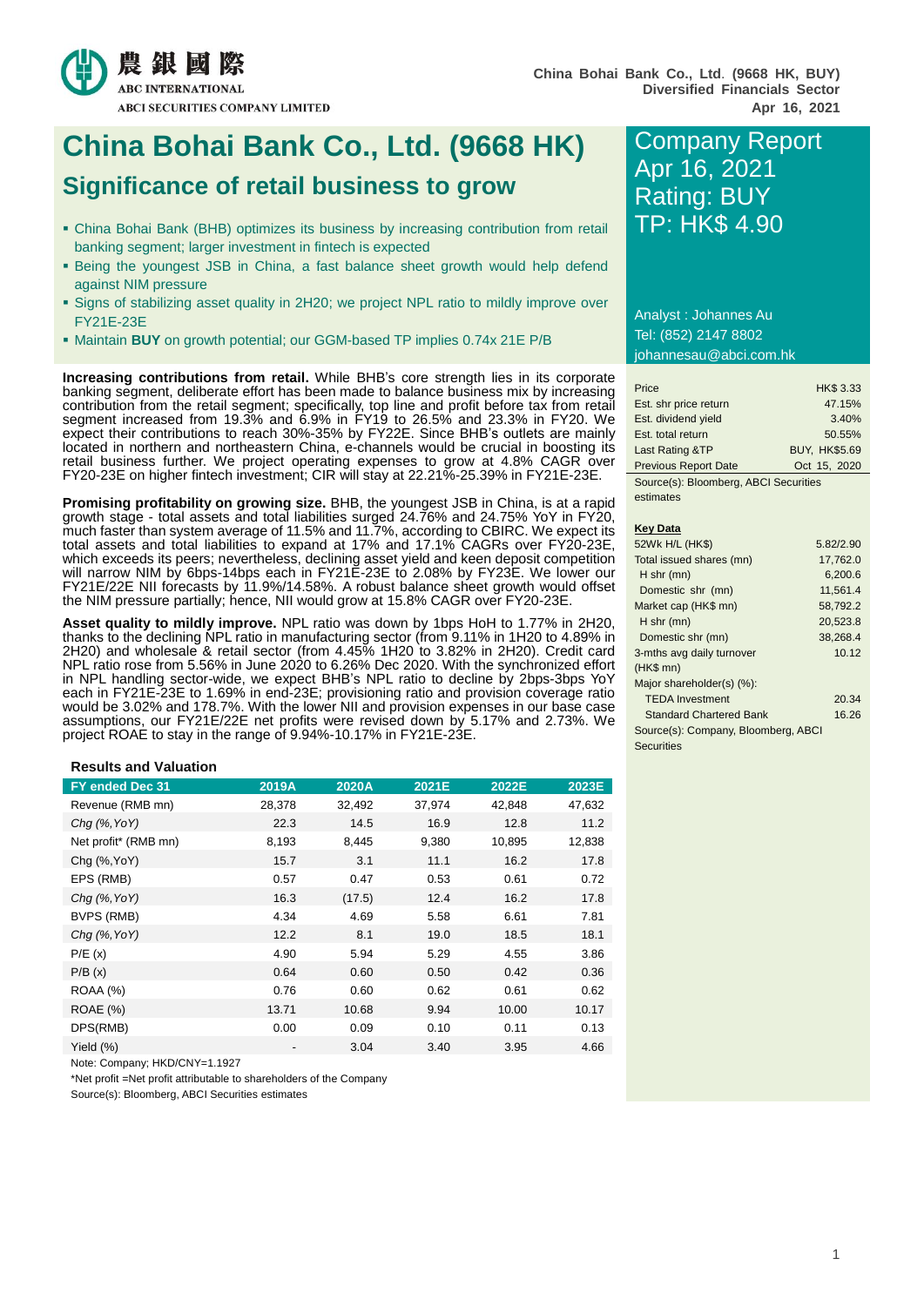China Bohai Bank Co., Ltd. (9668 HK, BUY)
Diversified Financials Sector
Apr 16, 2021

# China Bohai Bank Co., Ltd. (9668 HK)

## Significance of retail business to grow

- China Bohai Bank (BHB) optimizes its business by increasing contribution from retail banking segment; larger investment in fintech is expected
- Being the youngest JSB in China, a fast balance sheet growth would help defend against NIM pressure
- Signs of stabilizing asset quality in 2H20; we project NPL ratio to mildly improve over FY21E-23E
- Maintain **BUY** on growth potential; our GGM-based TP implies 0.74x 21E P/B

Company Report
Apr 16, 2021
Rating: BUY
TP: HK$ 4.90

Analyst : Johannes Au
Tel: (852) 2147 8802
johannesau@abci.com.hk

**Increasing contributions from retail.** While BHB's core strength lies in its corporate banking segment, deliberate effort has been made to balance business mix by increasing contribution from the retail segment; specifically, top line and profit before tax from retail segment increased from 19.3% and 6.9% in FY19 to 26.5% and 23.3% in FY20. We expect their contributions to reach 30%-35% by FY22E. Since BHB's outlets are mainly located in northern and northeastern China, e-channels would be crucial in boosting its retail business further. We project operating expenses to grow at 4.8% CAGR over FY20-23E on higher fintech investment; CIR will stay at 22.21%-25.39% in FY21E-23E.

**Promising profitability on growing size.** BHB, the youngest JSB in China, is at a rapid growth stage - total assets and total liabilities surged 24.76% and 24.75% YoY in FY20, much faster than system average of 11.5% and 11.7%, according to CBIRC. We expect its total assets and total liabilities to expand at 17% and 17.1% CAGRs over FY20-23E, which exceeds its peers; nevertheless, declining asset yield and keen deposit competition will narrow NIM by 6bps-14bps each in FY21E-23E to 2.08% by FY23E. We lower our FY21E/22E NII forecasts by 11.9%/14.58%. A robust balance sheet growth would offset the NIM pressure partially; hence, NII would grow at 15.8% CAGR over FY20-23E.

**Asset quality to mildly improve.** NPL ratio was down by 1bps HoH to 1.77% in 2H20, thanks to the declining NPL ratio in manufacturing sector (from 9.11% in 1H20 to 4.89% in 2H20) and wholesale & retail sector (from 4.45% 1H20 to 3.82% in 2H20). Credit card NPL ratio rose from 5.56% in June 2020 to 6.26% Dec 2020. With the synchronized effort in NPL handling sector-wide, we expect BHB's NPL ratio to decline by 2bps-3bps YoY each in FY21E-23E to 1.69% in end-23E; provisioning ratio and provision coverage ratio would be 3.02% and 178.7%. With the lower NII and provision expenses in our base case assumptions, our FY21E/22E net profits were revised down by 5.17% and 2.73%. We project ROAE to stay in the range of 9.94%-10.17% in FY21E-23E.

| | |
|---|---|
| Price | HK$ 3.33 |
| Est. shr price return | 47.15% |
| Est. dividend yield | 3.40% |
| Est. total return | 50.55% |
| Last Rating &TP | BUY, HK$5.69 |
| Previous Report Date | Oct 15, 2020 |

Source(s): Bloomberg, ABCI Securities estimates

**Key Data**

| | |
|---|---|
| 52Wk H/L (HK$) | 5.82/2.90 |
| Total issued shares (mn) | 17,762.0 |
| H shr (mn) | 6,200.6 |
| Domestic shr (mn) | 11,561.4 |
| Market cap (HK$ mn) | 58,792.2 |
| H shr (mn) | 20,523.8 |
| Domestic shr (mn) | 38,268.4 |
| 3-mths avg daily turnover (HK$ mn) | 10.12 |
| Major shareholder(s) (%): | |
| TEDA Investment | 20.34 |
| Standard Chartered Bank | 16.26 |

Source(s): Company, Bloomberg, ABCI Securities

**Results and Valuation**

| FY ended Dec 31 | 2019A | 2020A | 2021E | 2022E | 2023E |
|---|---|---|---|---|---|
| Revenue (RMB mn) | 28,378 | 32,492 | 37,974 | 42,848 | 47,632 |
| *Chg (%,YoY)* | 22.3 | 14.5 | 16.9 | 12.8 | 11.2 |
| Net profit* (RMB mn) | 8,193 | 8,445 | 9,380 | 10,895 | 12,838 |
| Chg (%,YoY) | 15.7 | 3.1 | 11.1 | 16.2 | 17.8 |
| EPS (RMB) | 0.57 | 0.47 | 0.53 | 0.61 | 0.72 |
| *Chg (%,YoY)* | 16.3 | (17.5) | 12.4 | 16.2 | 17.8 |
| BVPS (RMB) | 4.34 | 4.69 | 5.58 | 6.61 | 7.81 |
| *Chg (%,YoY)* | 12.2 | 8.1 | 19.0 | 18.5 | 18.1 |
| P/E (x) | 4.90 | 5.94 | 5.29 | 4.55 | 3.86 |
| P/B (x) | 0.64 | 0.60 | 0.50 | 0.42 | 0.36 |
| ROAA (%) | 0.76 | 0.60 | 0.62 | 0.61 | 0.62 |
| ROAE (%) | 13.71 | 10.68 | 9.94 | 10.00 | 10.17 |
| DPS(RMB) | 0.00 | 0.09 | 0.10 | 0.11 | 0.13 |
| Yield (%) | - | 3.04 | 3.40 | 3.95 | 4.66 |

Note: Company; HKD/CNY=1.1927

*Net profit =Net profit attributable to shareholders of the Company

Source(s): Bloomberg, ABCI Securities estimates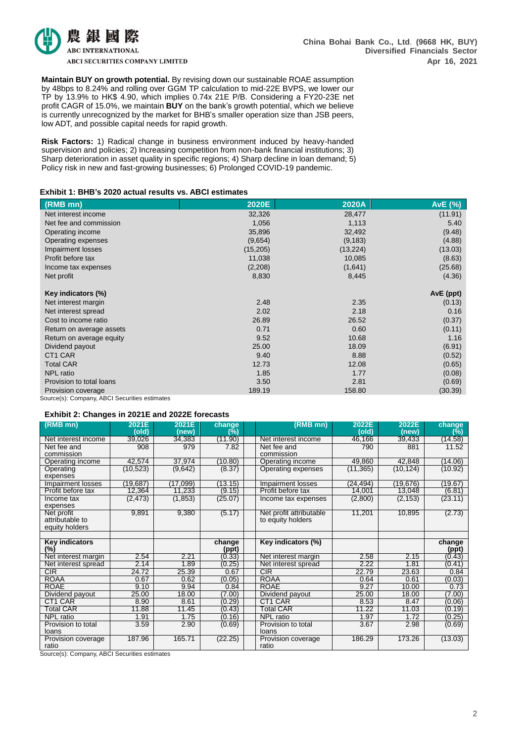**Maintain BUY on growth potential.** By revising down our sustainable ROAE assumption by 48bps to 8.24% and rolling over GGM TP calculation to mid-22E BVPS, we lower our TP by 13.9% to HK$ 4.90, which implies 0.74x 21E P/B. Considering a FY20-23E net profit CAGR of 15.0%, we maintain **BUY** on the bank's growth potential, which we believe is currently unrecognized by the market for BHB's smaller operation size than JSB peers, low ADT, and possible capital needs for rapid growth.

**Risk Factors:** 1) Radical change in business environment induced by heavy-handed supervision and policies; 2) Increasing competition from non-bank financial institutions; 3) Sharp deterioration in asset quality in specific regions; 4) Sharp decline in loan demand; 5) Policy risk in new and fast-growing businesses; 6) Prolonged COVID-19 pandemic.

**Exhibit 1: BHB's 2020 actual results vs. ABCI estimates**

| (RMB mn) | 2020E | 2020A | AvE (%) |
|---|---|---|---|
| Net interest income | 32,326 | 28,477 | (11.91) |
| Net fee and commission | 1,056 | 1,113 | 5.40 |
| Operating income | 35,896 | 32,492 | (9.48) |
| Operating expenses | (9,654) | (9,183) | (4.88) |
| Impairment losses | (15,205) | (13,224) | (13.03) |
| Profit before tax | 11,038 | 10,085 | (8.63) |
| Income tax expenses | (2,208) | (1,641) | (25.68) |
| Net profit | 8,830 | 8,445 | (4.36) |
| | | | |
| **Key indicators (%)** | | | **AvE (ppt)** |
| Net interest margin | 2.48 | 2.35 | (0.13) |
| Net interest spread | 2.02 | 2.18 | 0.16 |
| Cost to income ratio | 26.89 | 26.52 | (0.37) |
| Return on average assets | 0.71 | 0.60 | (0.11) |
| Return on average equity | 9.52 | 10.68 | 1.16 |
| Dividend payout | 25.00 | 18.09 | (6.91) |
| CT1 CAR | 9.40 | 8.88 | (0.52) |
| Total CAR | 12.73 | 12.08 | (0.65) |
| NPL ratio | 1.85 | 1.77 | (0.08) |
| Provision to total loans | 3.50 | 2.81 | (0.69) |
| Provision coverage | 189.19 | 158.80 | (30.39) |

Source(s): Company, ABCI Securities estimates

**Exhibit 2: Changes in 2021E and 2022E forecasts**

| (RMB mn) | 2021E (old) | 2021E (new) | change (%) | | (RMB mn) | 2022E (old) | 2022E (new) | change (%) |
|---|---|---|---|---|---|---|---|---|
| Net interest income | 39,026 | 34,383 | (11.90) | | Net interest income | 46,166 | 39,433 | (14.58) |
| Net fee and commission | 908 | 979 | 7.82 | | Net fee and commission | 790 | 881 | 11.52 |
| Operating income | 42,574 | 37,974 | (10.80) | | Operating income | 49,860 | 42,848 | (14.06) |
| Operating expenses | (10,523) | (9,642) | (8.37) | | Operating expenses | (11,365) | (10,124) | (10.92) |
| Impairment losses | (19,687) | (17,099) | (13.15) | | Impairment losses | (24,494) | (19,676) | (19.67) |
| Profit before tax | 12,364 | 11,233 | (9.15) | | Profit before tax | 14,001 | 13,048 | (6.81) |
| Income tax expenses | (2,473) | (1,853) | (25.07) | | Income tax expenses | (2,800) | (2,153) | (23.11) |
| Net profit attributable to equity holders | 9,891 | 9,380 | (5.17) | | Net profit attributable to equity holders | 11,201 | 10,895 | (2.73) |
| | | | | | | | | |
| **Key indicators (%)** | | | **change (ppt)** | | **Key indicators (%)** | | | **change (ppt)** |
| Net interest margin | 2.54 | 2.21 | (0.33) | | Net interest margin | 2.58 | 2.15 | (0.43) |
| Net interest spread | 2.14 | 1.89 | (0.25) | | Net interest spread | 2.22 | 1.81 | (0.41) |
| CIR | 24.72 | 25.39 | 0.67 | | CIR | 22.79 | 23.63 | 0.84 |
| ROAA | 0.67 | 0.62 | (0.05) | | ROAA | 0.64 | 0.61 | (0.03) |
| ROAE | 9.10 | 9.94 | 0.84 | | ROAE | 9.27 | 10.00 | 0.73 |
| Dividend payout | 25.00 | 18.00 | (7.00) | | Dividend payout | 25.00 | 18.00 | (7.00) |
| CT1 CAR | 8.90 | 8.61 | (0.29) | | CT1 CAR | 8.53 | 8.47 | (0.06) |
| Total CAR | 11.88 | 11.45 | (0.43) | | Total CAR | 11.22 | 11.03 | (0.19) |
| NPL ratio | 1.91 | 1.75 | (0.16) | | NPL ratio | 1.97 | 1.72 | (0.25) |
| Provision to total loans | 3.59 | 2.90 | (0.69) | | Provision to total loans | 3.67 | 2.98 | (0.69) |
| Provision coverage ratio | 187.96 | 165.71 | (22.25) | | Provision coverage ratio | 186.29 | 173.26 | (13.03) |

Source(s): Company, ABCI Securities estimates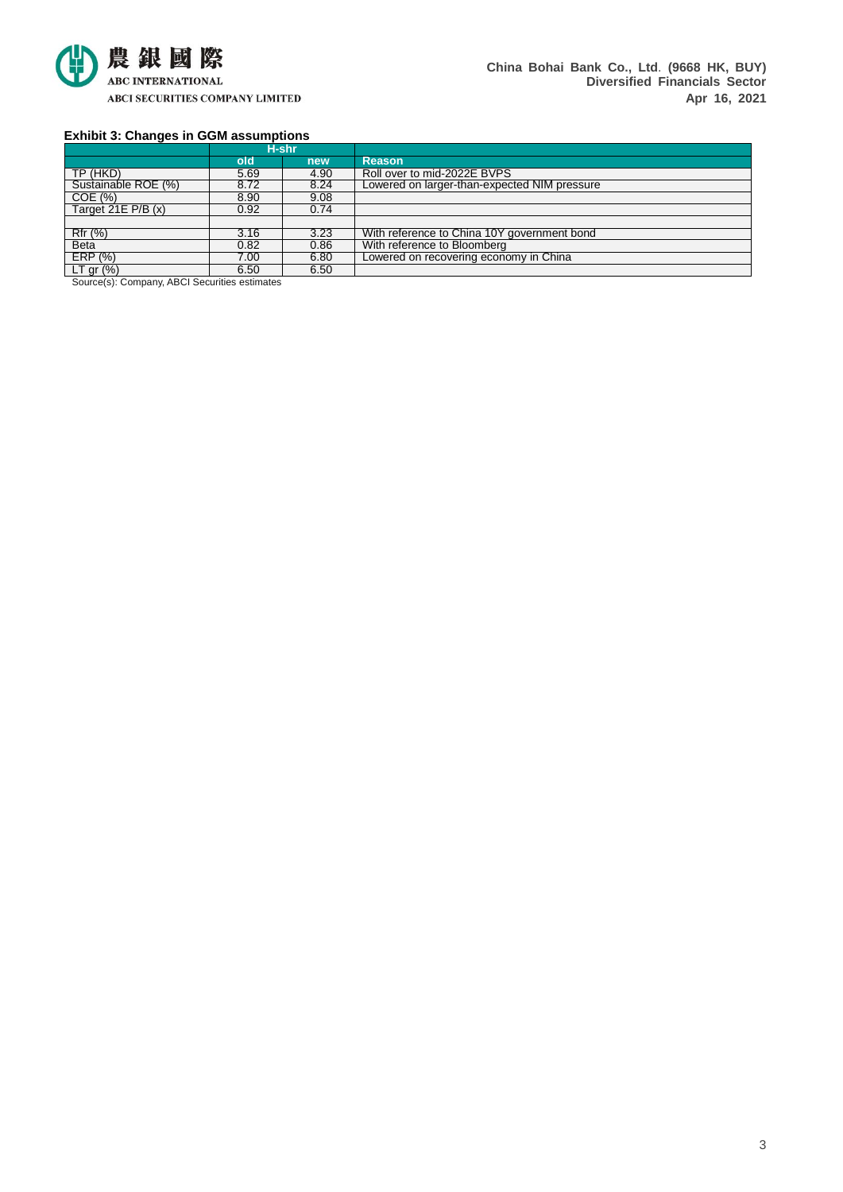**Exhibit 3: Changes in GGM assumptions**

| | H-shr | | |
|---|---|---|---|
| | old | new | Reason |
| TP (HKD) | 5.69 | 4.90 | Roll over to mid-2022E BVPS |
| Sustainable ROE (%) | 8.72 | 8.24 | Lowered on larger-than-expected NIM pressure |
| COE (%) | 8.90 | 9.08 | |
| Target 21E P/B (x) | 0.92 | 0.74 | |
| | | | |
| Rfr (%) | 3.16 | 3.23 | With reference to China 10Y government bond |
| Beta | 0.82 | 0.86 | With reference to Bloomberg |
| ERP (%) | 7.00 | 6.80 | Lowered on recovering economy in China |
| LT gr (%) | 6.50 | 6.50 | |

Source(s): Company, ABCI Securities estimates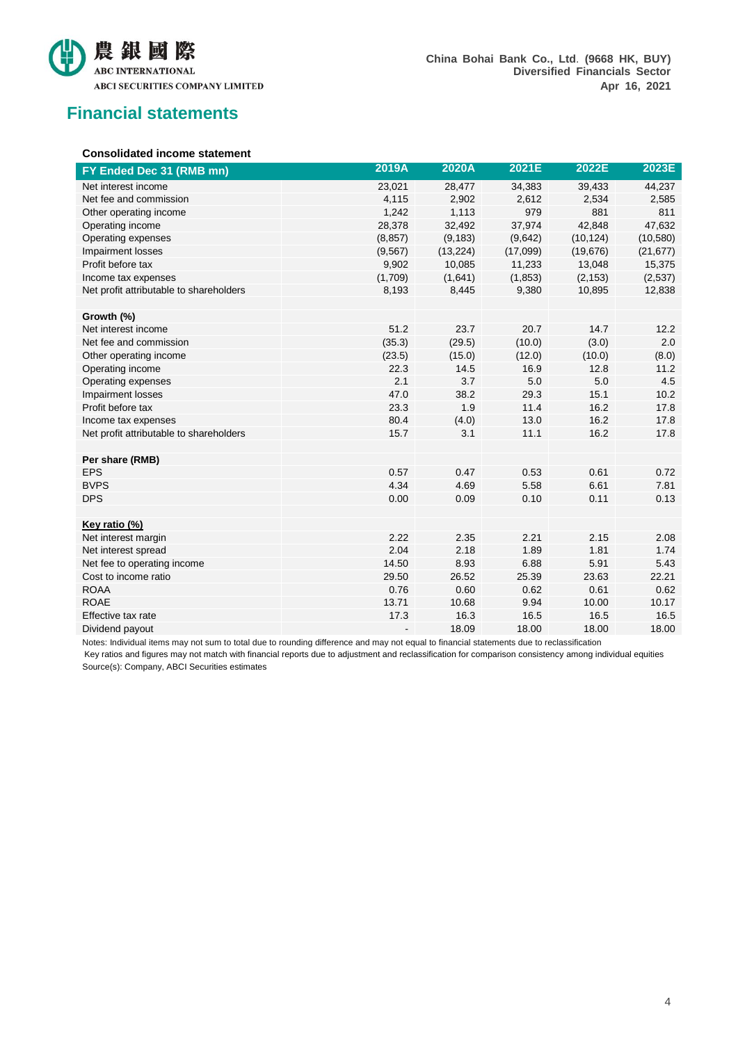## Financial statements

**Consolidated income statement**

| FY Ended Dec 31 (RMB mn) | 2019A | 2020A | 2021E | 2022E | 2023E |
|---|---|---|---|---|---|
| Net interest income | 23,021 | 28,477 | 34,383 | 39,433 | 44,237 |
| Net fee and commission | 4,115 | 2,902 | 2,612 | 2,534 | 2,585 |
| Other operating income | 1,242 | 1,113 | 979 | 881 | 811 |
| Operating income | 28,378 | 32,492 | 37,974 | 42,848 | 47,632 |
| Operating expenses | (8,857) | (9,183) | (9,642) | (10,124) | (10,580) |
| Impairment losses | (9,567) | (13,224) | (17,099) | (19,676) | (21,677) |
| Profit before tax | 9,902 | 10,085 | 11,233 | 13,048 | 15,375 |
| Income tax expenses | (1,709) | (1,641) | (1,853) | (2,153) | (2,537) |
| Net profit attributable to shareholders | 8,193 | 8,445 | 9,380 | 10,895 | 12,838 |
| | | | | | |
| **Growth (%)** | | | | | |
| Net interest income | 51.2 | 23.7 | 20.7 | 14.7 | 12.2 |
| Net fee and commission | (35.3) | (29.5) | (10.0) | (3.0) | 2.0 |
| Other operating income | (23.5) | (15.0) | (12.0) | (10.0) | (8.0) |
| Operating income | 22.3 | 14.5 | 16.9 | 12.8 | 11.2 |
| Operating expenses | 2.1 | 3.7 | 5.0 | 5.0 | 4.5 |
| Impairment losses | 47.0 | 38.2 | 29.3 | 15.1 | 10.2 |
| Profit before tax | 23.3 | 1.9 | 11.4 | 16.2 | 17.8 |
| Income tax expenses | 80.4 | (4.0) | 13.0 | 16.2 | 17.8 |
| Net profit attributable to shareholders | 15.7 | 3.1 | 11.1 | 16.2 | 17.8 |
| | | | | | |
| **Per share (RMB)** | | | | | |
| EPS | 0.57 | 0.47 | 0.53 | 0.61 | 0.72 |
| BVPS | 4.34 | 4.69 | 5.58 | 6.61 | 7.81 |
| DPS | 0.00 | 0.09 | 0.10 | 0.11 | 0.13 |
| | | | | | |
| **Key ratio (%)** | | | | | |
| Net interest margin | 2.22 | 2.35 | 2.21 | 2.15 | 2.08 |
| Net interest spread | 2.04 | 2.18 | 1.89 | 1.81 | 1.74 |
| Net fee to operating income | 14.50 | 8.93 | 6.88 | 5.91 | 5.43 |
| Cost to income ratio | 29.50 | 26.52 | 25.39 | 23.63 | 22.21 |
| ROAA | 0.76 | 0.60 | 0.62 | 0.61 | 0.62 |
| ROAE | 13.71 | 10.68 | 9.94 | 10.00 | 10.17 |
| Effective tax rate | 17.3 | 16.3 | 16.5 | 16.5 | 16.5 |
| Dividend payout | - | 18.09 | 18.00 | 18.00 | 18.00 |

Notes: Individual items may not sum to total due to rounding difference and may not equal to financial statements due to reclassification
Key ratios and figures may not match with financial reports due to adjustment and reclassification for comparison consistency among individual equities
Source(s): Company, ABCI Securities estimates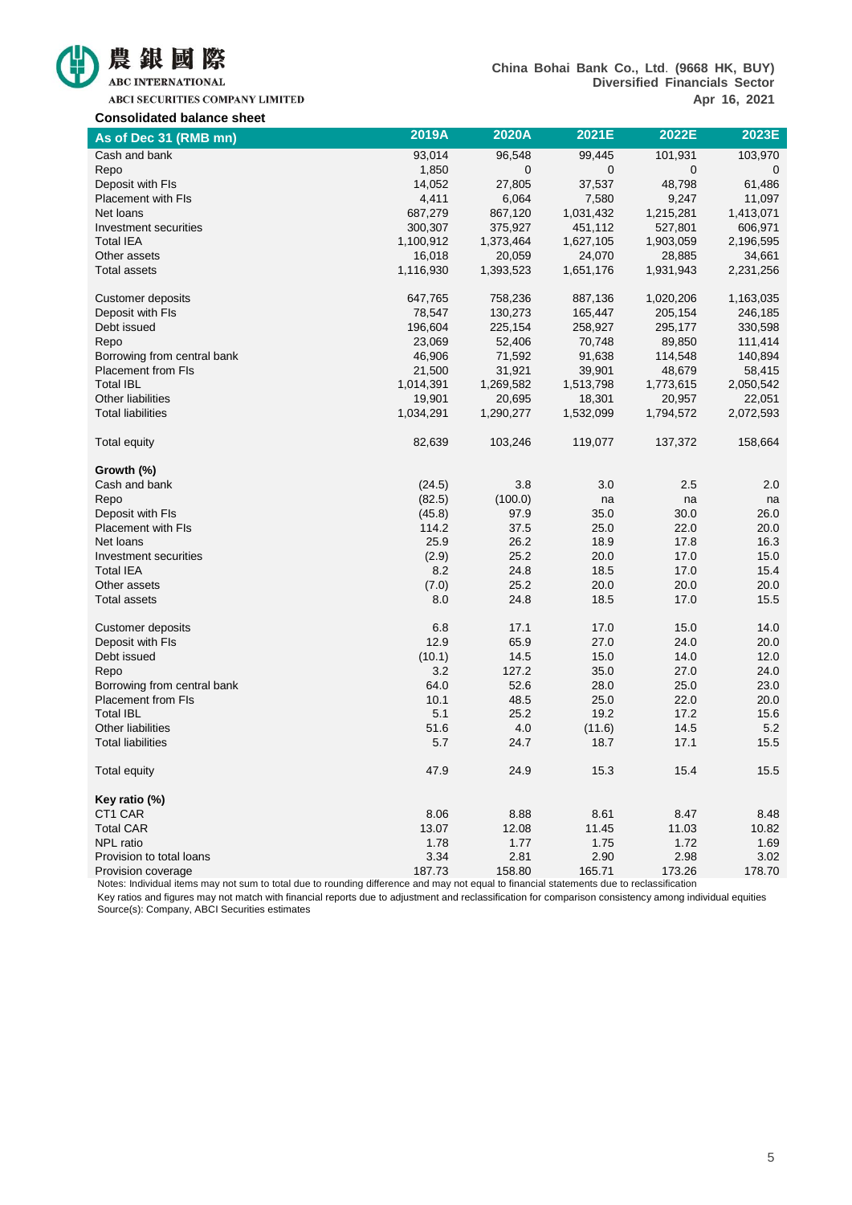### Consolidated balance sheet

| As of Dec 31 (RMB mn) | 2019A | 2020A | 2021E | 2022E | 2023E |
|---|---|---|---|---|---|
| Cash and bank | 93,014 | 96,548 | 99,445 | 101,931 | 103,970 |
| Repo | 1,850 | 0 | 0 | 0 | 0 |
| Deposit with FIs | 14,052 | 27,805 | 37,537 | 48,798 | 61,486 |
| Placement with FIs | 4,411 | 6,064 | 7,580 | 9,247 | 11,097 |
| Net loans | 687,279 | 867,120 | 1,031,432 | 1,215,281 | 1,413,071 |
| Investment securities | 300,307 | 375,927 | 451,112 | 527,801 | 606,971 |
| Total IEA | 1,100,912 | 1,373,464 | 1,627,105 | 1,903,059 | 2,196,595 |
| Other assets | 16,018 | 20,059 | 24,070 | 28,885 | 34,661 |
| Total assets | 1,116,930 | 1,393,523 | 1,651,176 | 1,931,943 | 2,231,256 |
| | | | | | |
| Customer deposits | 647,765 | 758,236 | 887,136 | 1,020,206 | 1,163,035 |
| Deposit with FIs | 78,547 | 130,273 | 165,447 | 205,154 | 246,185 |
| Debt issued | 196,604 | 225,154 | 258,927 | 295,177 | 330,598 |
| Repo | 23,069 | 52,406 | 70,748 | 89,850 | 111,414 |
| Borrowing from central bank | 46,906 | 71,592 | 91,638 | 114,548 | 140,894 |
| Placement from FIs | 21,500 | 31,921 | 39,901 | 48,679 | 58,415 |
| Total IBL | 1,014,391 | 1,269,582 | 1,513,798 | 1,773,615 | 2,050,542 |
| Other liabilities | 19,901 | 20,695 | 18,301 | 20,957 | 22,051 |
| Total liabilities | 1,034,291 | 1,290,277 | 1,532,099 | 1,794,572 | 2,072,593 |
| | | | | | |
| Total equity | 82,639 | 103,246 | 119,077 | 137,372 | 158,664 |
| | | | | | |
| **Growth (%)** | | | | | |
| Cash and bank | (24.5) | 3.8 | 3.0 | 2.5 | 2.0 |
| Repo | (82.5) | (100.0) | na | na | na |
| Deposit with FIs | (45.8) | 97.9 | 35.0 | 30.0 | 26.0 |
| Placement with FIs | 114.2 | 37.5 | 25.0 | 22.0 | 20.0 |
| Net loans | 25.9 | 26.2 | 18.9 | 17.8 | 16.3 |
| Investment securities | (2.9) | 25.2 | 20.0 | 17.0 | 15.0 |
| Total IEA | 8.2 | 24.8 | 18.5 | 17.0 | 15.4 |
| Other assets | (7.0) | 25.2 | 20.0 | 20.0 | 20.0 |
| Total assets | 8.0 | 24.8 | 18.5 | 17.0 | 15.5 |
| | | | | | |
| Customer deposits | 6.8 | 17.1 | 17.0 | 15.0 | 14.0 |
| Deposit with FIs | 12.9 | 65.9 | 27.0 | 24.0 | 20.0 |
| Debt issued | (10.1) | 14.5 | 15.0 | 14.0 | 12.0 |
| Repo | 3.2 | 127.2 | 35.0 | 27.0 | 24.0 |
| Borrowing from central bank | 64.0 | 52.6 | 28.0 | 25.0 | 23.0 |
| Placement from FIs | 10.1 | 48.5 | 25.0 | 22.0 | 20.0 |
| Total IBL | 5.1 | 25.2 | 19.2 | 17.2 | 15.6 |
| Other liabilities | 51.6 | 4.0 | (11.6) | 14.5 | 5.2 |
| Total liabilities | 5.7 | 24.7 | 18.7 | 17.1 | 15.5 |
| | | | | | |
| Total equity | 47.9 | 24.9 | 15.3 | 15.4 | 15.5 |
| | | | | | |
| **Key ratio (%)** | | | | | |
| CT1 CAR | 8.06 | 8.88 | 8.61 | 8.47 | 8.48 |
| Total CAR | 13.07 | 12.08 | 11.45 | 11.03 | 10.82 |
| NPL ratio | 1.78 | 1.77 | 1.75 | 1.72 | 1.69 |
| Provision to total loans | 3.34 | 2.81 | 2.90 | 2.98 | 3.02 |
| Provision coverage | 187.73 | 158.80 | 165.71 | 173.26 | 178.70 |

Notes: Individual items may not sum to total due to rounding difference and may not equal to financial statements due to reclassification

Key ratios and figures may not match with financial reports due to adjustment and reclassification for comparison consistency among individual equities

Source(s): Company, ABCI Securities estimates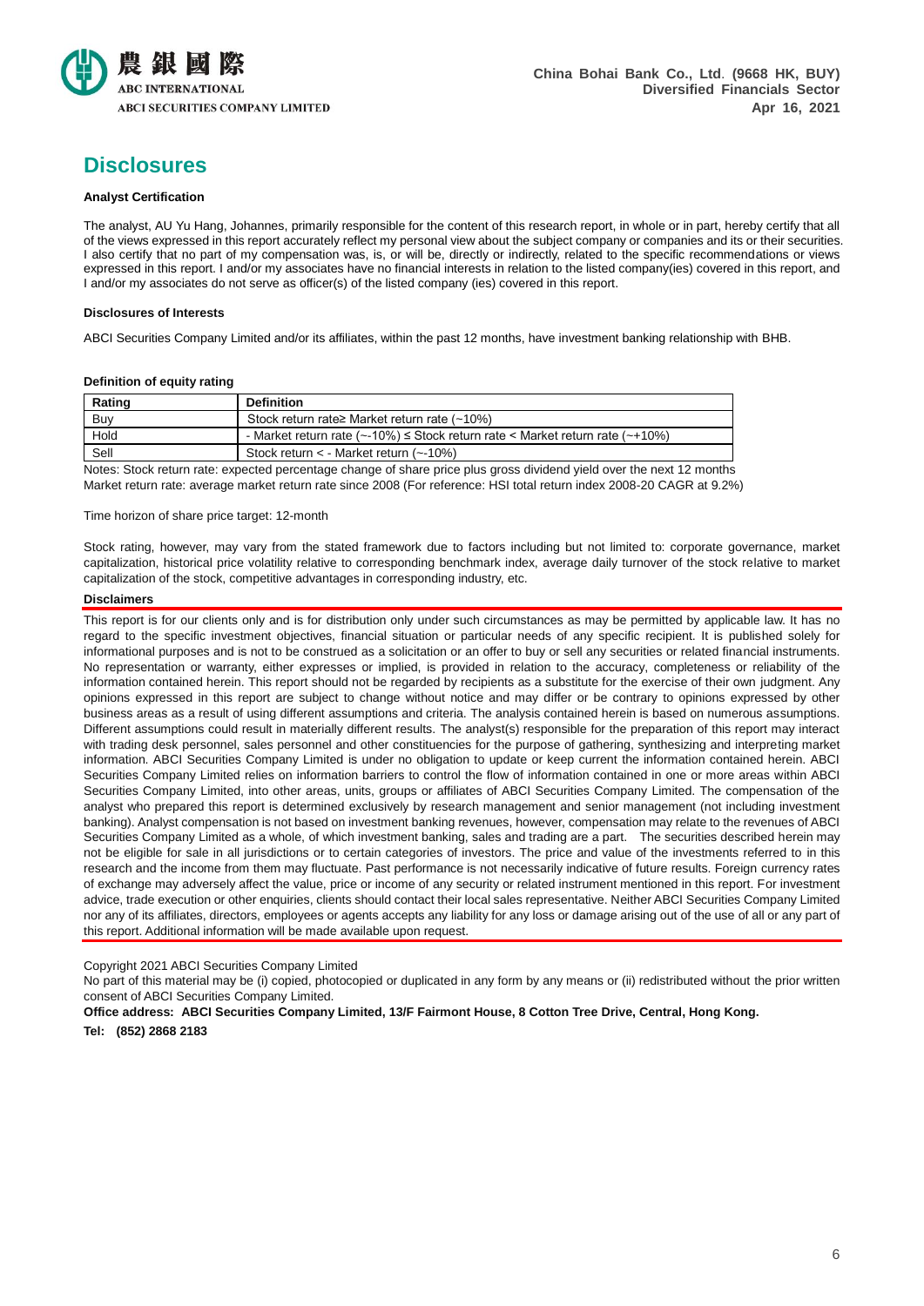# Disclosures

**Analyst Certification**

The analyst, AU Yu Hang, Johannes, primarily responsible for the content of this research report, in whole or in part, hereby certify that all of the views expressed in this report accurately reflect my personal view about the subject company or companies and its or their securities. I also certify that no part of my compensation was, is, or will be, directly or indirectly, related to the specific recommendations or views expressed in this report. I and/or my associates have no financial interests in relation to the listed company(ies) covered in this report, and I and/or my associates do not serve as officer(s) of the listed company (ies) covered in this report.

**Disclosures of Interests**

ABCI Securities Company Limited and/or its affiliates, within the past 12 months, have investment banking relationship with BHB.

**Definition of equity rating**

| Rating | Definition |
|---|---|
| Buy | Stock return rate≥ Market return rate (~10%) |
| Hold | - Market return rate (~-10%) ≤ Stock return rate < Market return rate (~+10%) |
| Sell | Stock return < - Market return (~-10%) |

Notes: Stock return rate: expected percentage change of share price plus gross dividend yield over the next 12 months
Market return rate: average market return rate since 2008 (For reference: HSI total return index 2008-20 CAGR at 9.2%)

Time horizon of share price target: 12-month

Stock rating, however, may vary from the stated framework due to factors including but not limited to: corporate governance, market capitalization, historical price volatility relative to corresponding benchmark index, average daily turnover of the stock relative to market capitalization of the stock, competitive advantages in corresponding industry, etc.

**Disclaimers**

This report is for our clients only and is for distribution only under such circumstances as may be permitted by applicable law. It has no regard to the specific investment objectives, financial situation or particular needs of any specific recipient. It is published solely for informational purposes and is not to be construed as a solicitation or an offer to buy or sell any securities or related financial instruments. No representation or warranty, either expresses or implied, is provided in relation to the accuracy, completeness or reliability of the information contained herein. This report should not be regarded by recipients as a substitute for the exercise of their own judgment. Any opinions expressed in this report are subject to change without notice and may differ or be contrary to opinions expressed by other business areas as a result of using different assumptions and criteria. The analysis contained herein is based on numerous assumptions. Different assumptions could result in materially different results. The analyst(s) responsible for the preparation of this report may interact with trading desk personnel, sales personnel and other constituencies for the purpose of gathering, synthesizing and interpreting market information. ABCI Securities Company Limited is under no obligation to update or keep current the information contained herein. ABCI Securities Company Limited relies on information barriers to control the flow of information contained in one or more areas within ABCI Securities Company Limited, into other areas, units, groups or affiliates of ABCI Securities Company Limited. The compensation of the analyst who prepared this report is determined exclusively by research management and senior management (not including investment banking). Analyst compensation is not based on investment banking revenues, however, compensation may relate to the revenues of ABCI Securities Company Limited as a whole, of which investment banking, sales and trading are a part. The securities described herein may not be eligible for sale in all jurisdictions or to certain categories of investors. The price and value of the investments referred to in this research and the income from them may fluctuate. Past performance is not necessarily indicative of future results. Foreign currency rates of exchange may adversely affect the value, price or income of any security or related instrument mentioned in this report. For investment advice, trade execution or other enquiries, clients should contact their local sales representative. Neither ABCI Securities Company Limited nor any of its affiliates, directors, employees or agents accepts any liability for any loss or damage arising out of the use of all or any part of this report. Additional information will be made available upon request.

Copyright 2021 ABCI Securities Company Limited
No part of this material may be (i) copied, photocopied or duplicated in any form by any means or (ii) redistributed without the prior written consent of ABCI Securities Company Limited.

**Office address: ABCI Securities Company Limited, 13/F Fairmont House, 8 Cotton Tree Drive, Central, Hong Kong.**

**Tel: (852) 2868 2183**